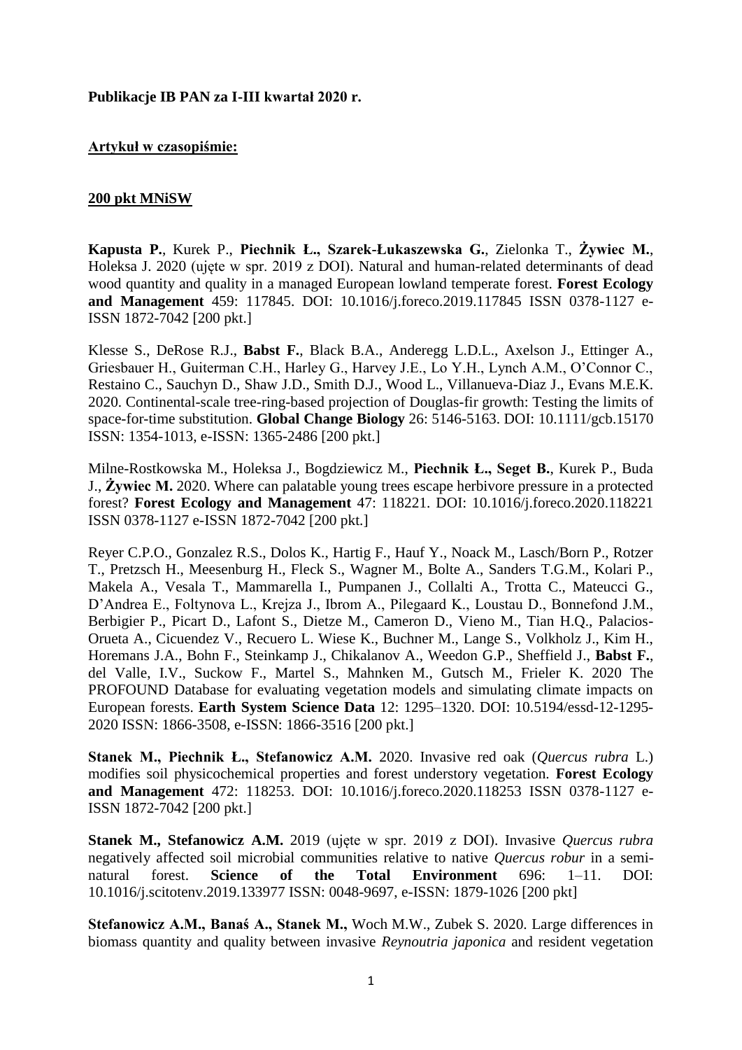**Publikacje IB PAN za I-III kwartał 2020 r.**

**Artykuł w czasopiśmie:**

**200 pkt MNiSW**

**Kapusta P.**, Kurek P., **Piechnik Ł., Szarek-Łukaszewska G.**, Zielonka T., **Żywiec M.**, Holeksa J. 2020 (ujęte w spr. 2019 z DOI). Natural and human-related determinants of dead wood quantity and quality in a managed European lowland temperate forest. **Forest Ecology and Management** 459: 117845. DOI: 10.1016/j.foreco.2019.117845 ISSN 0378-1127 e-ISSN 1872-7042 [200 pkt.]

Klesse S., DeRose R.J., **Babst F.**, Black B.A., Anderegg L.D.L., Axelson J., Ettinger A., Griesbauer H., Guiterman C.H., Harley G., Harvey J.E., Lo Y.H., Lynch A.M., O'Connor C., Restaino C., Sauchyn D., Shaw J.D., Smith D.J., Wood L., Villanueva-Diaz J., Evans M.E.K. 2020. Continental-scale tree-ring-based projection of Douglas-fir growth: Testing the limits of space-for-time substitution. **Global Change Biology** 26: 5146-5163. DOI: 10.1111/gcb.15170 ISSN: 1354-1013, e-ISSN: 1365-2486 [200 pkt.]

Milne-Rostkowska M., Holeksa J., Bogdziewicz M., **Piechnik Ł., Seget B.**, Kurek P., Buda J., **Żywiec M.** 2020. Where can palatable young trees escape herbivore pressure in a protected forest? **Forest Ecology and Management** 47: 118221. DOI: 10.1016/j.foreco.2020.118221 ISSN 0378-1127 e-ISSN 1872-7042 [200 pkt.]

Reyer C.P.O., Gonzalez R.S., Dolos K., Hartig F., Hauf Y., Noack M., Lasch/Born P., Rotzer T., Pretzsch H., Meesenburg H., Fleck S., Wagner M., Bolte A., Sanders T.G.M., Kolari P., Makela A., Vesala T., Mammarella I., Pumpanen J., Collalti A., Trotta C., Mateucci G., D'Andrea E., Foltynova L., Krejza J., Ibrom A., Pilegaard K., Loustau D., Bonnefond J.M., Berbigier P., Picart D., Lafont S., Dietze M., Cameron D., Vieno M., Tian H.Q., Palacios-Orueta A., Cicuendez V., Recuero L. Wiese K., Buchner M., Lange S., Volkholz J., Kim H., Horemans J.A., Bohn F., Steinkamp J., Chikalanov A., Weedon G.P., Sheffield J., **Babst F.**, del Valle, I.V., Suckow F., Martel S., Mahnken M., Gutsch M., Frieler K. 2020 The PROFOUND Database for evaluating vegetation models and simulating climate impacts on European forests. **Earth System Science Data** 12: 1295–1320. DOI: 10.5194/essd-12-1295-2020 ISSN: 1866-3508, e-ISSN: 1866-3516 [200 pkt.]

**Stanek M., Piechnik Ł., Stefanowicz A.M.** 2020. Invasive red oak (*Quercus rubra* L.) modifies soil physicochemical properties and forest understory vegetation. **Forest Ecology and Management** 472: 118253. DOI: 10.1016/j.foreco.2020.118253 ISSN 0378-1127 e-ISSN 1872-7042 [200 pkt.]

**Stanek M., Stefanowicz A.M.** 2019 (ujęte w spr. 2019 z DOI). Invasive *Quercus rubra* negatively affected soil microbial communities relative to native *Quercus robur* in a semi-natural forest. **Science of the Total Environment** 696: 1–11. DOI: 10.1016/j.scitotenv.2019.133977 ISSN: 0048-9697, e-ISSN: 1879-1026 [200 pkt]

**Stefanowicz A.M., Banaś A., Stanek M.,** Woch M.W., Zubek S. 2020. Large differences in biomass quantity and quality between invasive *Reynoutria japonica* and resident vegetation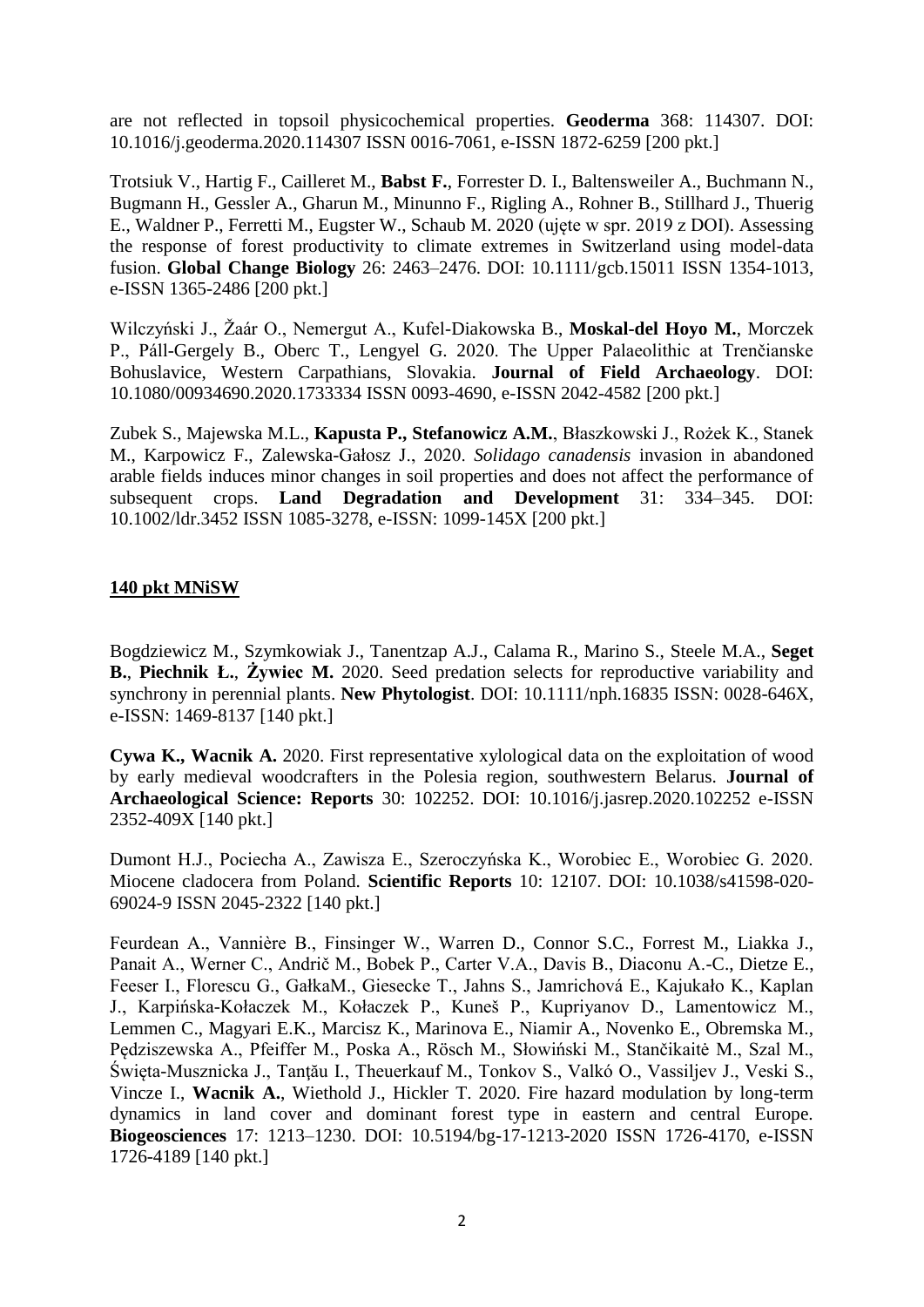are not reflected in topsoil physicochemical properties. **Geoderma** 368: 114307. DOI: 10.1016/j.geoderma.2020.114307 ISSN 0016-7061, e-ISSN 1872-6259 [200 pkt.]

Trotsiuk V., Hartig F., Cailleret M., **Babst F.**, Forrester D. I., Baltensweiler A., Buchmann N., Bugmann H., Gessler A., Gharun M., Minunno F., Rigling A., Rohner B., Stillhard J., Thuerig E., Waldner P., Ferretti M., Eugster W., Schaub M. 2020 (ujęte w spr. 2019 z DOI). Assessing the response of forest productivity to climate extremes in Switzerland using model-data fusion. **Global Change Biology** 26: 2463–2476. DOI: 10.1111/gcb.15011 ISSN 1354-1013, e-ISSN 1365-2486 [200 pkt.]

Wilczyński J., Žaár O., Nemergut A., Kufel-Diakowska B., **Moskal-del Hoyo M.**, Morczek P., Páll-Gergely B., Oberc T., Lengyel G. 2020. The Upper Palaeolithic at Trenčianske Bohuslavice, Western Carpathians, Slovakia. **Journal of Field Archaeology**. DOI: 10.1080/00934690.2020.1733334 ISSN 0093-4690, e-ISSN 2042-4582 [200 pkt.]

Zubek S., Majewska M.L., **Kapusta P., Stefanowicz A.M.**, Błaszkowski J., Rożek K., Stanek M., Karpowicz F., Zalewska-Gałosz J., 2020. *Solidago canadensis* invasion in abandoned arable fields induces minor changes in soil properties and does not affect the performance of subsequent crops. **Land Degradation and Development** 31: 334–345. DOI: 10.1002/ldr.3452 ISSN 1085-3278, e-ISSN: 1099-145X [200 pkt.]

## 140 pkt MNiSW

Bogdziewicz M., Szymkowiak J., Tanentzap A.J., Calama R., Marino S., Steele M.A., **Seget B.**, **Piechnik Ł.**, **Żywiec M.** 2020. Seed predation selects for reproductive variability and synchrony in perennial plants. **New Phytologist**. DOI: 10.1111/nph.16835 ISSN: 0028-646X, e-ISSN: 1469-8137 [140 pkt.]

**Cywa K., Wacnik A.** 2020. First representative xylological data on the exploitation of wood by early medieval woodcrafters in the Polesia region, southwestern Belarus. **Journal of Archaeological Science: Reports** 30: 102252. DOI: 10.1016/j.jasrep.2020.102252 e-ISSN 2352-409X [140 pkt.]

Dumont H.J., Pociecha A., Zawisza E., Szeroczyńska K., Worobiec E., Worobiec G. 2020. Miocene cladocera from Poland. **Scientific Reports** 10: 12107. DOI: 10.1038/s41598-020-69024-9 ISSN 2045-2322 [140 pkt.]

Feurdean A., Vannière B., Finsinger W., Warren D., Connor S.C., Forrest M., Liakka J., Panait A., Werner C., Andrič M., Bobek P., Carter V.A., Davis B., Diaconu A.-C., Dietze E., Feeser I., Florescu G., GałkaM., Giesecke T., Jahns S., Jamrichová E., Kajukało K., Kaplan J., Karpińska-Kołaczek M., Kołaczek P., Kuneš P., Kupriyanov D., Lamentowicz M., Lemmen C., Magyari E.K., Marcisz K., Marinova E., Niamir A., Novenko E., Obremska M., Pędziszewska A., Pfeiffer M., Poska A., Rösch M., Słowiński M., Stančikaitė M., Szal M., Święta-Musznicka J., Tanţău I., Theuerkauf M., Tonkov S., Valkó O., Vassiljev J., Veski S., Vincze I., **Wacnik A.**, Wiethold J., Hickler T. 2020. Fire hazard modulation by long-term dynamics in land cover and dominant forest type in eastern and central Europe. **Biogeosciences** 17: 1213–1230. DOI: 10.5194/bg-17-1213-2020 ISSN 1726-4170, e-ISSN 1726-4189 [140 pkt.]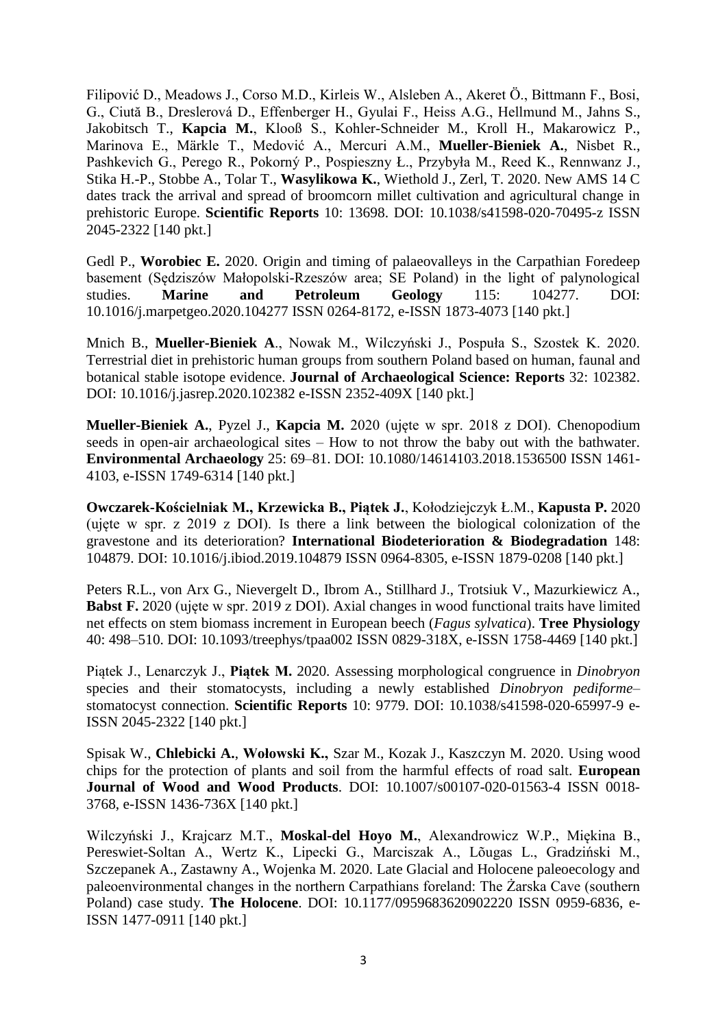Filipović D., Meadows J., Corso M.D., Kirleis W., Alsleben A., Akeret Ö., Bittmann F., Bosi, G., Ciută B., Dreslerová D., Effenberger H., Gyulai F., Heiss A.G., Hellmund M., Jahns S., Jakobitsch T., **Kapcia M.**, Klooß S., Kohler-Schneider M., Kroll H., Makarowicz P., Marinova E., Märkle T., Medović A., Mercuri A.M., **Mueller-Bieniek A.**, Nisbet R., Pashkevich G., Perego R., Pokorný P., Pospieszny Ł., Przybyła M., Reed K., Rennwanz J., Stika H.-P., Stobbe A., Tolar T., **Wasylikowa K.**, Wiethold J., Zerl, T. 2020. New AMS 14 C dates track the arrival and spread of broomcorn millet cultivation and agricultural change in prehistoric Europe. **Scientific Reports** 10: 13698. DOI: 10.1038/s41598-020-70495-z ISSN 2045-2322 [140 pkt.]

Gedl P., **Worobiec E.** 2020. Origin and timing of palaeovalleys in the Carpathian Foredeep basement (Sędziszów Małopolski-Rzeszów area; SE Poland) in the light of palynological studies. **Marine and Petroleum Geology** 115: 104277. DOI: 10.1016/j.marpetgeo.2020.104277 ISSN 0264-8172, e-ISSN 1873-4073 [140 pkt.]

Mnich B., **Mueller-Bieniek A**., Nowak M., Wilczyński J., Pospuła S., Szostek K. 2020. Terrestrial diet in prehistoric human groups from southern Poland based on human, faunal and botanical stable isotope evidence. **Journal of Archaeological Science: Reports** 32: 102382. DOI: 10.1016/j.jasrep.2020.102382 e-ISSN 2352-409X [140 pkt.]

**Mueller-Bieniek A.**, Pyzel J., **Kapcia M.** 2020 (ujęte w spr. 2018 z DOI). Chenopodium seeds in open-air archaeological sites – How to not throw the baby out with the bathwater. **Environmental Archaeology** 25: 69–81. DOI: 10.1080/14614103.2018.1536500 ISSN 1461-4103, e-ISSN 1749-6314 [140 pkt.]

**Owczarek-Kościelniak M., Krzewicka B., Piątek J.**, Kołodziejczyk Ł.M., **Kapusta P.** 2020 (ujęte w spr. z 2019 z DOI). Is there a link between the biological colonization of the gravestone and its deterioration? **International Biodeterioration & Biodegradation** 148: 104879. DOI: 10.1016/j.ibiod.2019.104879 ISSN 0964-8305, e-ISSN 1879-0208 [140 pkt.]

Peters R.L., von Arx G., Nievergelt D., Ibrom A., Stillhard J., Trotsiuk V., Mazurkiewicz A., **Babst F.** 2020 (ujęte w spr. 2019 z DOI). Axial changes in wood functional traits have limited net effects on stem biomass increment in European beech (*Fagus sylvatica*). **Tree Physiology** 40: 498–510. DOI: 10.1093/treephys/tpaa002 ISSN 0829-318X, e-ISSN 1758-4469 [140 pkt.]

Piątek J., Lenarczyk J., **Piątek M.** 2020. Assessing morphological congruence in *Dinobryon* species and their stomatocysts, including a newly established *Dinobryon pediforme*–stomatocyst connection. **Scientific Reports** 10: 9779. DOI: 10.1038/s41598-020-65997-9 e-ISSN 2045-2322 [140 pkt.]

Spisak W., **Chlebicki A.**, **Wołowski K.,** Szar M., Kozak J., Kaszczyn M. 2020. Using wood chips for the protection of plants and soil from the harmful effects of road salt. **European Journal of Wood and Wood Products**. DOI: 10.1007/s00107-020-01563-4 ISSN 0018-3768, e-ISSN 1436-736X [140 pkt.]

Wilczyński J., Krajcarz M.T., **Moskal-del Hoyo M.**, Alexandrowicz W.P., Miękina B., Pereswiet-Soltan A., Wertz K., Lipecki G., Marciszak A., Lõugas L., Gradziński M., Szczepanek A., Zastawny A., Wojenka M. 2020. Late Glacial and Holocene paleoecology and paleoenvironmental changes in the northern Carpathians foreland: The Żarska Cave (southern Poland) case study. **The Holocene**. DOI: 10.1177/0959683620902220 ISSN 0959-6836, e-ISSN 1477-0911 [140 pkt.]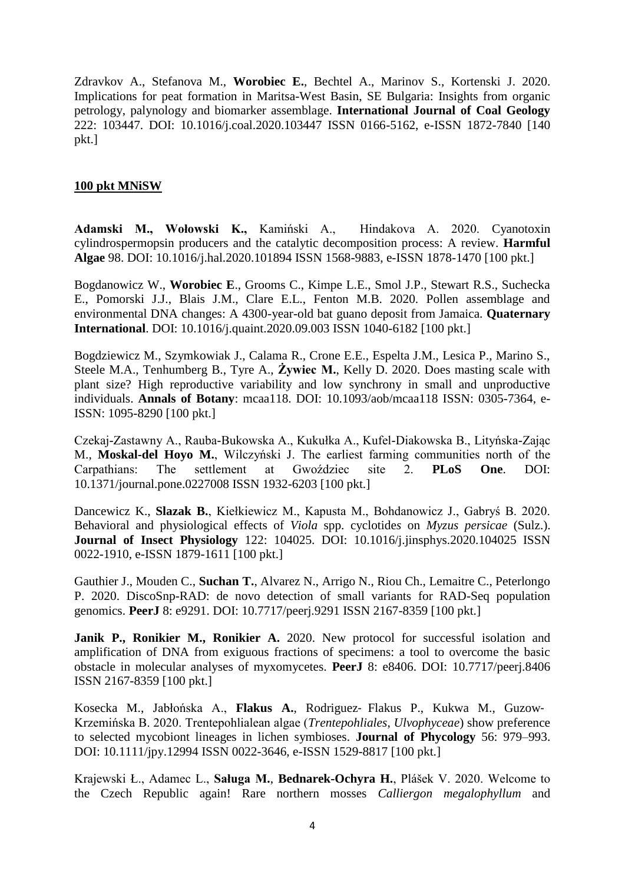Zdravkov A., Stefanova M., **Worobiec E.**, Bechtel A., Marinov S., Kortenski J. 2020. Implications for peat formation in Maritsa-West Basin, SE Bulgaria: Insights from organic petrology, palynology and biomarker assemblage. **International Journal of Coal Geology** 222: 103447. DOI: 10.1016/j.coal.2020.103447 ISSN 0166-5162, e-ISSN 1872-7840 [140 pkt.]

**<u>100 pkt MNiSW</u>**

**Adamski M., Wołowski K.,** Kamiński A., Hindakova A. 2020. Cyanotoxin cylindrospermopsin producers and the catalytic decomposition process: A review. **Harmful Algae** 98. DOI: 10.1016/j.hal.2020.101894 ISSN 1568-9883, e-ISSN 1878-1470 [100 pkt.]

Bogdanowicz W., **Worobiec E**., Grooms C., Kimpe L.E., Smol J.P., Stewart R.S., Suchecka E., Pomorski J.J., Blais J.M., Clare E.L., Fenton M.B. 2020. Pollen assemblage and environmental DNA changes: A 4300-year-old bat guano deposit from Jamaica. **Quaternary International**. DOI: 10.1016/j.quaint.2020.09.003 ISSN 1040-6182 [100 pkt.]

Bogdziewicz M., Szymkowiak J., Calama R., Crone E.E., Espelta J.M., Lesica P., Marino S., Steele M.A., Tenhumberg B., Tyre A., **Żywiec M.**, Kelly D. 2020. Does masting scale with plant size? High reproductive variability and low synchrony in small and unproductive individuals. **Annals of Botany**: mcaa118. DOI: 10.1093/aob/mcaa118 ISSN: 0305-7364, e-ISSN: 1095-8290 [100 pkt.]

Czekaj-Zastawny A., Rauba-Bukowska A., Kukułka A., Kufel-Diakowska B., Lityńska-Zając M., **Moskal-del Hoyo M.**, Wilczyński J. The earliest farming communities north of the Carpathians: The settlement at Gwoździec site 2. **PLoS One**. DOI: 10.1371/journal.pone.0227008 ISSN 1932-6203 [100 pkt.]

Dancewicz K., **Slazak B.**, Kiełkiewicz M., Kapusta M., Bohdanowicz J., Gabryś B. 2020. Behavioral and physiological effects of *Viola* spp. cyclotides on *Myzus persicae* (Sulz.). **Journal of Insect Physiology** 122: 104025. DOI: 10.1016/j.jinsphys.2020.104025 ISSN 0022-1910, e-ISSN 1879-1611 [100 pkt.]

Gauthier J., Mouden C., **Suchan T.**, Alvarez N., Arrigo N., Riou Ch., Lemaitre C., Peterlongo P. 2020. DiscoSnp-RAD: de novo detection of small variants for RAD-Seq population genomics. **PeerJ** 8: e9291. DOI: 10.7717/peerj.9291 ISSN 2167-8359 [100 pkt.]

**Janik P., Ronikier M., Ronikier A.** 2020. New protocol for successful isolation and amplification of DNA from exiguous fractions of specimens: a tool to overcome the basic obstacle in molecular analyses of myxomycetes. **PeerJ** 8: e8406. DOI: 10.7717/peerj.8406 ISSN 2167-8359 [100 pkt.]

Kosecka M., Jabłońska A., **Flakus A.**, Rodriguez- Flakus P., Kukwa M., Guzow-Krzemińska B. 2020. Trentepohlialean algae (*Trentepohliales*, *Ulvophyceae*) show preference to selected mycobiont lineages in lichen symbioses. **Journal of Phycology** 56: 979–993. DOI: 10.1111/jpy.12994 ISSN 0022-3646, e-ISSN 1529-8817 [100 pkt.]

Krajewski Ł., Adamec L., **Saługa M.**, **Bednarek-Ochyra H.**, Plášek V. 2020. Welcome to the Czech Republic again! Rare northern mosses *Calliergon megalophyllum* and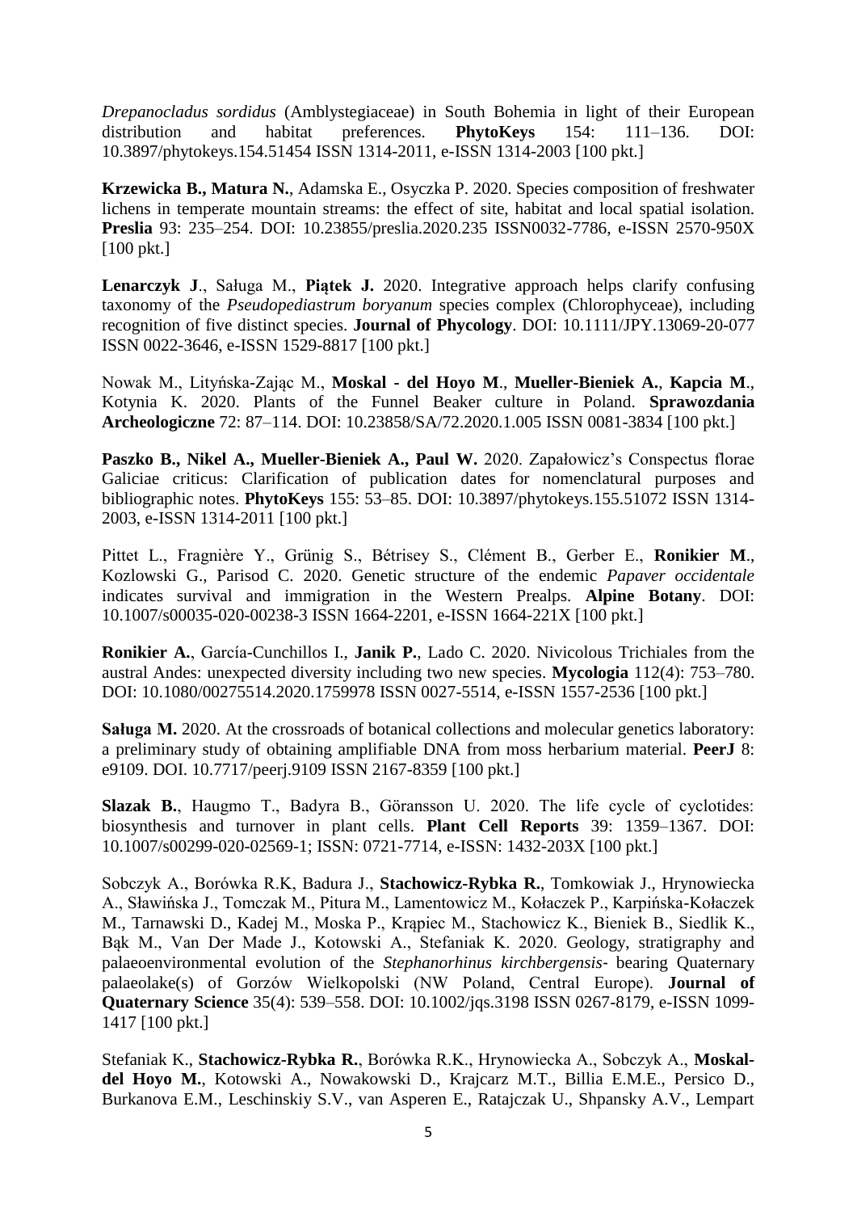*Drepanocladus sordidus* (Amblystegiaceae) in South Bohemia in light of their European distribution and habitat preferences. **PhytoKeys** 154: 111–136. DOI: 10.3897/phytokeys.154.51454 ISSN 1314-2011, e-ISSN 1314-2003 [100 pkt.]

**Krzewicka B., Matura N.**, Adamska E., Osyczka P. 2020. Species composition of freshwater lichens in temperate mountain streams: the effect of site, habitat and local spatial isolation. **Preslia** 93: 235–254. DOI: 10.23855/preslia.2020.235 ISSN0032-7786, e-ISSN 2570-950X [100 pkt.]

**Lenarczyk J**., Saługa M., **Piątek J.** 2020. Integrative approach helps clarify confusing taxonomy of the *Pseudopediastrum boryanum* species complex (Chlorophyceae), including recognition of five distinct species. **Journal of Phycology**. DOI: 10.1111/JPY.13069-20-077 ISSN 0022-3646, e-ISSN 1529-8817 [100 pkt.]

Nowak M., Lityńska-Zając M., **Moskal - del Hoyo M**., **Mueller-Bieniek A.**, **Kapcia M**., Kotynia K. 2020. Plants of the Funnel Beaker culture in Poland. **Sprawozdania Archeologiczne** 72: 87–114. DOI: 10.23858/SA/72.2020.1.005 ISSN 0081-3834 [100 pkt.]

**Paszko B., Nikel A., Mueller-Bieniek A., Paul W.** 2020. Zapałowicz's Conspectus florae Galiciae criticus: Clarification of publication dates for nomenclatural purposes and bibliographic notes. **PhytoKeys** 155: 53–85. DOI: 10.3897/phytokeys.155.51072 ISSN 1314-2003, e-ISSN 1314-2011 [100 pkt.]

Pittet L., Fragnière Y., Grünig S., Bétrisey S., Clément B., Gerber E., **Ronikier M**., Kozlowski G., Parisod C. 2020. Genetic structure of the endemic *Papaver occidentale* indicates survival and immigration in the Western Prealps. **Alpine Botany**. DOI: 10.1007/s00035-020-00238-3 ISSN 1664-2201, e-ISSN 1664-221X [100 pkt.]

**Ronikier A.**, García-Cunchillos I., **Janik P.**, Lado C. 2020. Nivicolous Trichiales from the austral Andes: unexpected diversity including two new species. **Mycologia** 112(4): 753–780. DOI: 10.1080/00275514.2020.1759978 ISSN 0027-5514, e-ISSN 1557-2536 [100 pkt.]

**Saługa M.** 2020. At the crossroads of botanical collections and molecular genetics laboratory: a preliminary study of obtaining amplifiable DNA from moss herbarium material. **PeerJ** 8: e9109. DOI. 10.7717/peerj.9109 ISSN 2167-8359 [100 pkt.]

**Slazak B.**, Haugmo T., Badyra B., Göransson U. 2020. The life cycle of cyclotides: biosynthesis and turnover in plant cells. **Plant Cell Reports** 39: 1359–1367. DOI: 10.1007/s00299-020-02569-1; ISSN: 0721-7714, e-ISSN: 1432-203X [100 pkt.]

Sobczyk A., Borówka R.K, Badura J., **Stachowicz-Rybka R.**, Tomkowiak J., Hrynowiecka A., Sławińska J., Tomczak M., Pitura M., Lamentowicz M., Kołaczek P., Karpińska-Kołaczek M., Tarnawski D., Kadej M., Moska P., Krąpiec M., Stachowicz K., Bieniek B., Siedlik K., Bąk M., Van Der Made J., Kotowski A., Stefaniak K. 2020. Geology, stratigraphy and palaeoenvironmental evolution of the *Stephanorhinus kirchbergensis*- bearing Quaternary palaeolake(s) of Gorzów Wielkopolski (NW Poland, Central Europe). **Journal of Quaternary Science** 35(4): 539–558. DOI: 10.1002/jqs.3198 ISSN 0267-8179, e-ISSN 1099-1417 [100 pkt.]

Stefaniak K., **Stachowicz-Rybka R.**, Borówka R.K., Hrynowiecka A., Sobczyk A., **Moskal-del Hoyo M.**, Kotowski A., Nowakowski D., Krajcarz M.T., Billia E.M.E., Persico D., Burkanova E.M., Leschinskiy S.V., van Asperen E., Ratajczak U., Shpansky A.V., Lempart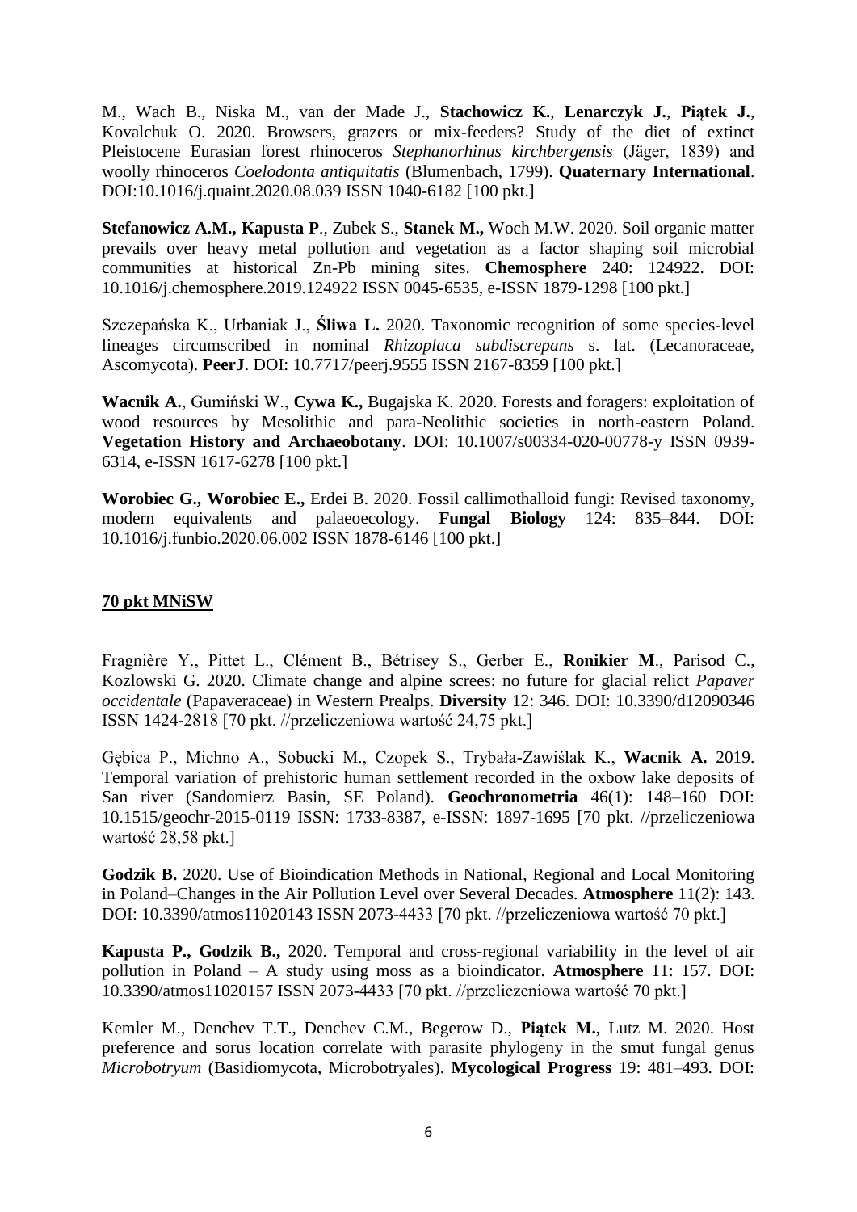M., Wach B., Niska M., van der Made J., **Stachowicz K.**, **Lenarczyk J.**, **Piątek J.**, Kovalchuk O. 2020. Browsers, grazers or mix-feeders? Study of the diet of extinct Pleistocene Eurasian forest rhinoceros *Stephanorhinus kirchbergensis* (Jäger, 1839) and woolly rhinoceros *Coelodonta antiquitatis* (Blumenbach, 1799). **Quaternary International**. DOI:10.1016/j.quaint.2020.08.039 ISSN 1040-6182 [100 pkt.]

**Stefanowicz A.M., Kapusta P**., Zubek S., **Stanek M.,** Woch M.W. 2020. Soil organic matter prevails over heavy metal pollution and vegetation as a factor shaping soil microbial communities at historical Zn-Pb mining sites. **Chemosphere** 240: 124922. DOI: 10.1016/j.chemosphere.2019.124922 ISSN 0045-6535, e-ISSN 1879-1298 [100 pkt.]

Szczepańska K., Urbaniak J., **Śliwa L.** 2020. Taxonomic recognition of some species-level lineages circumscribed in nominal *Rhizoplaca subdiscrepans* s. lat. (Lecanoraceae, Ascomycota). **PeerJ**. DOI: 10.7717/peerj.9555 ISSN 2167-8359 [100 pkt.]

**Wacnik A.**, Gumiński W., **Cywa K.,** Bugajska K. 2020. Forests and foragers: exploitation of wood resources by Mesolithic and para-Neolithic societies in north-eastern Poland. **Vegetation History and Archaeobotany**. DOI: 10.1007/s00334-020-00778-y ISSN 0939-6314, e-ISSN 1617-6278 [100 pkt.]

**Worobiec G., Worobiec E.,** Erdei B. 2020. Fossil callimothalloid fungi: Revised taxonomy, modern equivalents and palaeoecology. **Fungal Biology** 124: 835–844. DOI: 10.1016/j.funbio.2020.06.002 ISSN 1878-6146 [100 pkt.]

## 70 pkt MNiSW

Fragnière Y., Pittet L., Clément B., Bétrisey S., Gerber E., **Ronikier M**., Parisod C., Kozlowski G. 2020. Climate change and alpine screes: no future for glacial relict *Papaver occidentale* (Papaveraceae) in Western Prealps. **Diversity** 12: 346. DOI: 10.3390/d12090346 ISSN 1424-2818 [70 pkt. //przeliczeniowa wartość 24,75 pkt.]

Gębica P., Michno A., Sobucki M., Czopek S., Trybała-Zawiślak K., **Wacnik A.** 2019. Temporal variation of prehistoric human settlement recorded in the oxbow lake deposits of San river (Sandomierz Basin, SE Poland). **Geochronometria** 46(1): 148–160 DOI: 10.1515/geochr-2015-0119 ISSN: 1733-8387, e-ISSN: 1897-1695 [70 pkt. //przeliczeniowa wartość 28,58 pkt.]

**Godzik B.** 2020. Use of Bioindication Methods in National, Regional and Local Monitoring in Poland–Changes in the Air Pollution Level over Several Decades. **Atmosphere** 11(2): 143. DOI: 10.3390/atmos11020143 ISSN 2073-4433 [70 pkt. //przeliczeniowa wartość 70 pkt.]

**Kapusta P., Godzik B.,** 2020. Temporal and cross-regional variability in the level of air pollution in Poland – A study using moss as a bioindicator. **Atmosphere** 11: 157. DOI: 10.3390/atmos11020157 ISSN 2073-4433 [70 pkt. //przeliczeniowa wartość 70 pkt.]

Kemler M., Denchev T.T., Denchev C.M., Begerow D., **Piątek M.**, Lutz M. 2020. Host preference and sorus location correlate with parasite phylogeny in the smut fungal genus *Microbotryum* (Basidiomycota, Microbotryales). **Mycological Progress** 19: 481–493. DOI: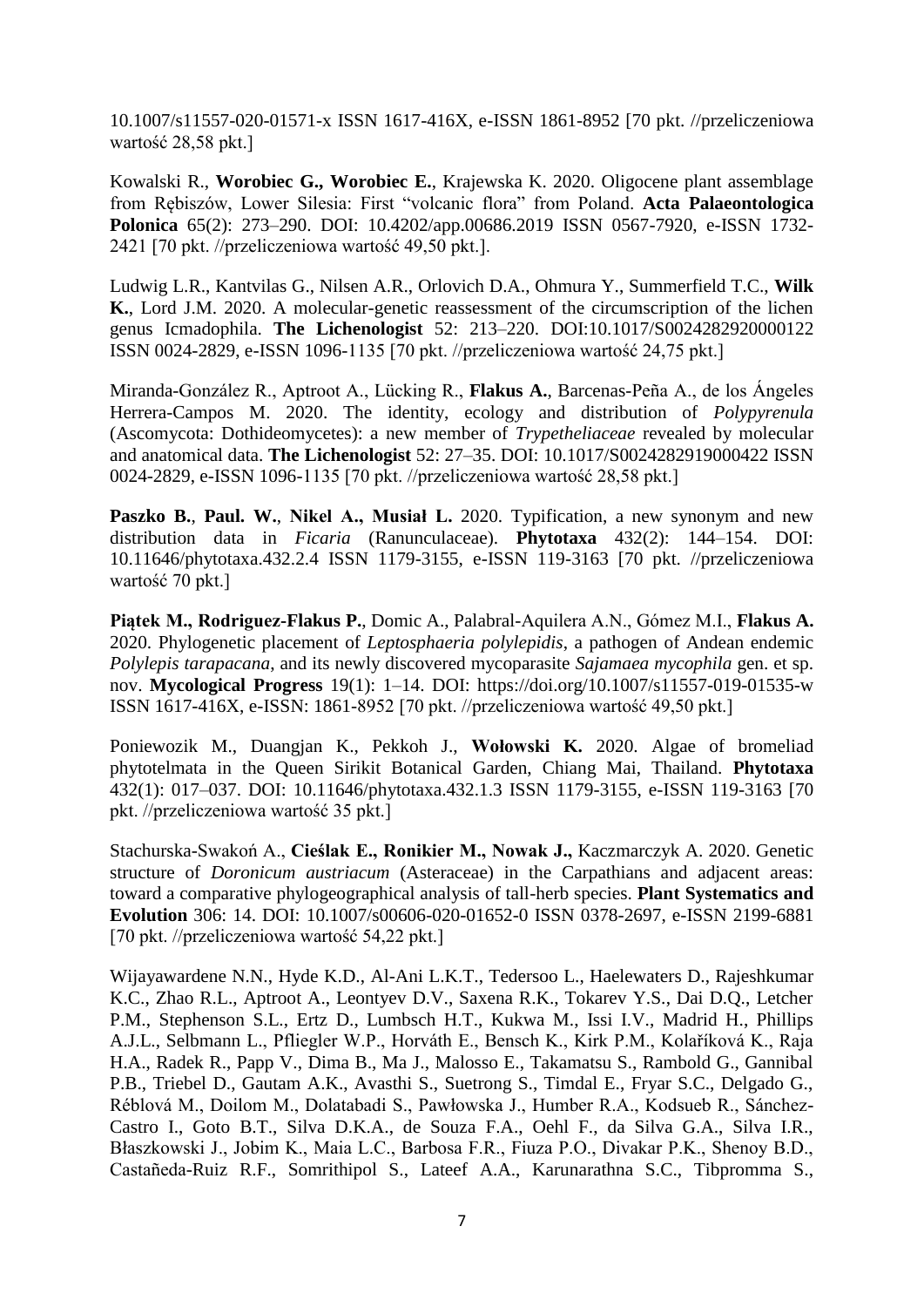10.1007/s11557-020-01571-x ISSN 1617-416X, e-ISSN 1861-8952 [70 pkt. //przeliczeniowa wartość 28,58 pkt.]

Kowalski R., **Worobiec G., Worobiec E.**, Krajewska K. 2020. Oligocene plant assemblage from Rębiszów, Lower Silesia: First "volcanic flora" from Poland. **Acta Palaeontologica Polonica** 65(2): 273–290. DOI: 10.4202/app.00686.2019 ISSN 0567-7920, e-ISSN 1732-2421 [70 pkt. //przeliczeniowa wartość 49,50 pkt.].

Ludwig L.R., Kantvilas G., Nilsen A.R., Orlovich D.A., Ohmura Y., Summerfield T.C., **Wilk K.**, Lord J.M. 2020. A molecular-genetic reassessment of the circumscription of the lichen genus Icmadophila. **The Lichenologist** 52: 213–220. DOI:10.1017/S0024282920000122 ISSN 0024-2829, e-ISSN 1096-1135 [70 pkt. //przeliczeniowa wartość 24,75 pkt.]

Miranda-González R., Aptroot A., Lücking R., **Flakus A.**, Barcenas-Peña A., de los Ángeles Herrera-Campos M. 2020. The identity, ecology and distribution of *Polypyrenula* (Ascomycota: Dothideomycetes): a new member of *Trypetheliaceae* revealed by molecular and anatomical data. **The Lichenologist** 52: 27–35. DOI: 10.1017/S0024282919000422 ISSN 0024-2829, e-ISSN 1096-1135 [70 pkt. //przeliczeniowa wartość 28,58 pkt.]

**Paszko B.**, **Paul. W.**, **Nikel A., Musiał L.** 2020. Typification, a new synonym and new distribution data in *Ficaria* (Ranunculaceae). **Phytotaxa** 432(2): 144–154. DOI: 10.11646/phytotaxa.432.2.4 ISSN 1179-3155, e-ISSN 119-3163 [70 pkt. //przeliczeniowa wartość 70 pkt.]

**Piątek M., Rodriguez-Flakus P.**, Domic A., Palabral-Aquilera A.N., Gómez M.I., **Flakus A.** 2020. Phylogenetic placement of *Leptosphaeria polylepidis*, a pathogen of Andean endemic *Polylepis tarapacana*, and its newly discovered mycoparasite *Sajamaea mycophila* gen. et sp. nov. **Mycological Progress** 19(1): 1–14. DOI: https://doi.org/10.1007/s11557-019-01535-w ISSN 1617-416X, e-ISSN: 1861-8952 [70 pkt. //przeliczeniowa wartość 49,50 pkt.]

Poniewozik M., Duangjan K., Pekkoh J., **Wołowski K.** 2020. Algae of bromeliad phytotelmata in the Queen Sirikit Botanical Garden, Chiang Mai, Thailand. **Phytotaxa** 432(1): 017–037. DOI: 10.11646/phytotaxa.432.1.3 ISSN 1179-3155, e-ISSN 119-3163 [70 pkt. //przeliczeniowa wartość 35 pkt.]

Stachurska-Swakoń A., **Cieślak E., Ronikier M., Nowak J.,** Kaczmarczyk A. 2020. Genetic structure of *Doronicum austriacum* (Asteraceae) in the Carpathians and adjacent areas: toward a comparative phylogeographical analysis of tall-herb species. **Plant Systematics and Evolution** 306: 14. DOI: 10.1007/s00606-020-01652-0 ISSN 0378-2697, e-ISSN 2199-6881 [70 pkt. //przeliczeniowa wartość 54,22 pkt.]

Wijayawardene N.N., Hyde K.D., Al-Ani L.K.T., Tedersoo L., Haelewaters D., Rajeshkumar K.C., Zhao R.L., Aptroot A., Leontyev D.V., Saxena R.K., Tokarev Y.S., Dai D.Q., Letcher P.M., Stephenson S.L., Ertz D., Lumbsch H.T., Kukwa M., Issi I.V., Madrid H., Phillips A.J.L., Selbmann L., Pfliegler W.P., Horváth E., Bensch K., Kirk P.M., Kolaříková K., Raja H.A., Radek R., Papp V., Dima B., Ma J., Malosso E., Takamatsu S., Rambold G., Gannibal P.B., Triebel D., Gautam A.K., Avasthi S., Suetrong S., Timdal E., Fryar S.C., Delgado G., Réblová M., Doilom M., Dolatabadi S., Pawłowska J., Humber R.A., Kodsueb R., Sánchez-Castro I., Goto B.T., Silva D.K.A., de Souza F.A., Oehl F., da Silva G.A., Silva I.R., Błaszkowski J., Jobim K., Maia L.C., Barbosa F.R., Fiuza P.O., Divakar P.K., Shenoy B.D., Castañeda-Ruiz R.F., Somrithipol S., Lateef A.A., Karunarathna S.C., Tibpromma S.,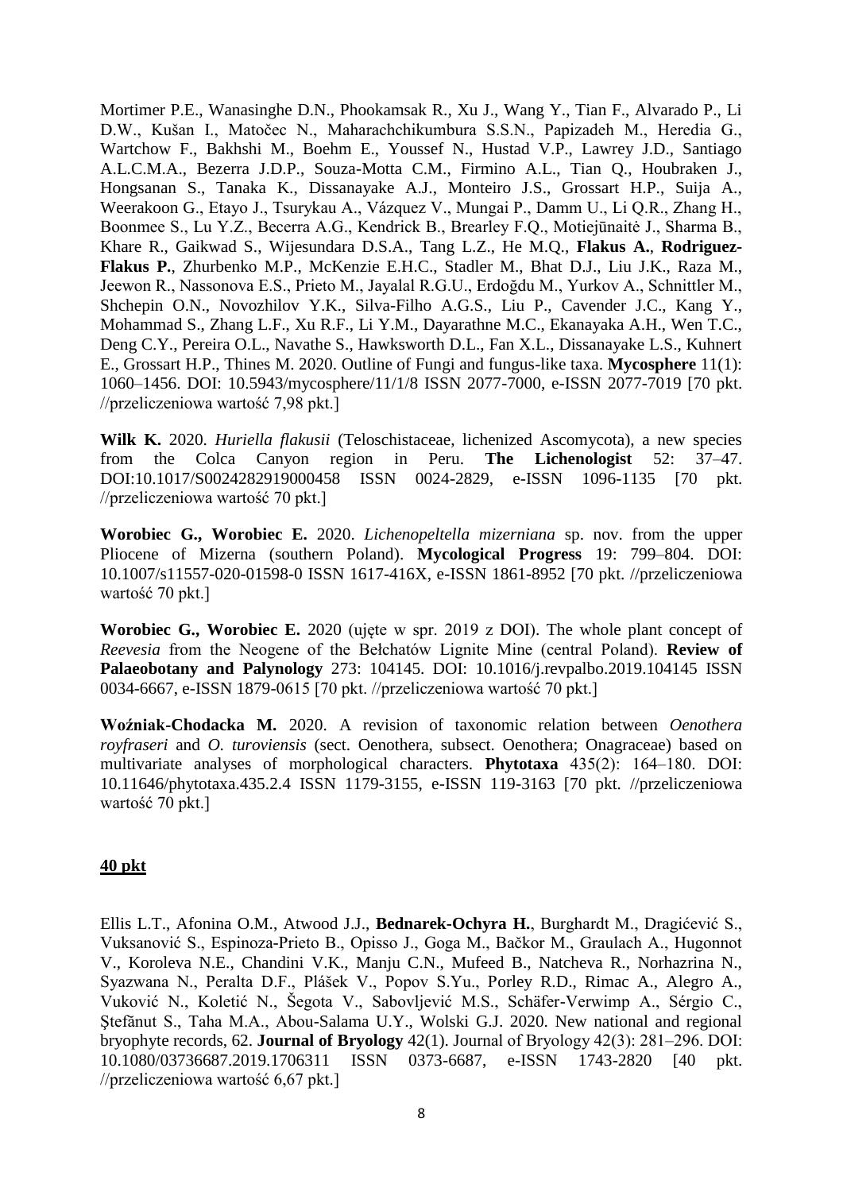Mortimer P.E., Wanasinghe D.N., Phookamsak R., Xu J., Wang Y., Tian F., Alvarado P., Li D.W., Kušan I., Matočec N., Maharachchikumbura S.S.N., Papizadeh M., Heredia G., Wartchow F., Bakhshi M., Boehm E., Youssef N., Hustad V.P., Lawrey J.D., Santiago A.L.C.M.A., Bezerra J.D.P., Souza-Motta C.M., Firmino A.L., Tian Q., Houbraken J., Hongsanan S., Tanaka K., Dissanayake A.J., Monteiro J.S., Grossart H.P., Suija A., Weerakoon G., Etayo J., Tsurykau A., Vázquez V., Mungai P., Damm U., Li Q.R., Zhang H., Boonmee S., Lu Y.Z., Becerra A.G., Kendrick B., Brearley F.Q., Motiejūnaitė J., Sharma B., Khare R., Gaikwad S., Wijesundara D.S.A., Tang L.Z., He M.Q., **Flakus A.**, **Rodriguez-Flakus P.**, Zhurbenko M.P., McKenzie E.H.C., Stadler M., Bhat D.J., Liu J.K., Raza M., Jeewon R., Nassonova E.S., Prieto M., Jayalal R.G.U., Erdoğdu M., Yurkov A., Schnittler M., Shchepin O.N., Novozhilov Y.K., Silva-Filho A.G.S., Liu P., Cavender J.C., Kang Y., Mohammad S., Zhang L.F., Xu R.F., Li Y.M., Dayarathne M.C., Ekanayaka A.H., Wen T.C., Deng C.Y., Pereira O.L., Navathe S., Hawksworth D.L., Fan X.L., Dissanayake L.S., Kuhnert E., Grossart H.P., Thines M. 2020. Outline of Fungi and fungus-like taxa. **Mycosphere** 11(1): 1060–1456. DOI: 10.5943/mycosphere/11/1/8 ISSN 2077-7000, e-ISSN 2077-7019 [70 pkt. //przeliczeniowa wartość 7,98 pkt.]

**Wilk K.** 2020. *Huriella flakusii* (Teloschistaceae, lichenized Ascomycota), a new species from the Colca Canyon region in Peru. **The Lichenologist** 52: 37–47. DOI:10.1017/S0024282919000458 ISSN 0024-2829, e-ISSN 1096-1135 [70 pkt. //przeliczeniowa wartość 70 pkt.]

**Worobiec G., Worobiec E.** 2020. *Lichenopeltella mizerniana* sp. nov. from the upper Pliocene of Mizerna (southern Poland). **Mycological Progress** 19: 799–804. DOI: 10.1007/s11557-020-01598-0 ISSN 1617-416X, e-ISSN 1861-8952 [70 pkt. //przeliczeniowa wartość 70 pkt.]

**Worobiec G., Worobiec E.** 2020 (ujęte w spr. 2019 z DOI). The whole plant concept of *Reevesia* from the Neogene of the Bełchatów Lignite Mine (central Poland). **Review of Palaeobotany and Palynology** 273: 104145. DOI: 10.1016/j.revpalbo.2019.104145 ISSN 0034-6667, e-ISSN 1879-0615 [70 pkt. //przeliczeniowa wartość 70 pkt.]

**Woźniak-Chodacka M.** 2020. A revision of taxonomic relation between *Oenothera royfraseri* and *O. turoviensis* (sect. Oenothera, subsect. Oenothera; Onagraceae) based on multivariate analyses of morphological characters. **Phytotaxa** 435(2): 164–180. DOI: 10.11646/phytotaxa.435.2.4 ISSN 1179-3155, e-ISSN 119-3163 [70 pkt. //przeliczeniowa wartość 70 pkt.]

## 40 pkt

Ellis L.T., Afonina O.M., Atwood J.J., **Bednarek-Ochyra H.**, Burghardt M., Dragićević S., Vuksanović S., Espinoza-Prieto B., Opisso J., Goga M., Bačkor M., Graulach A., Hugonnot V., Koroleva N.E., Chandini V.K., Manju C.N., Mufeed B., Natcheva R., Norhazrina N., Syazwana N., Peralta D.F., Plášek V., Popov S.Yu., Porley R.D., Rimac A., Alegro A., Vuković N., Koletić N., Šegota V., Sabovljević M.S., Schäfer-Verwimp A., Sérgio C., Ştefănut S., Taha M.A., Abou-Salama U.Y., Wolski G.J. 2020. New national and regional bryophyte records, 62. **Journal of Bryology** 42(1). Journal of Bryology 42(3): 281–296. DOI: 10.1080/03736687.2019.1706311 ISSN 0373-6687, e-ISSN 1743-2820 [40 pkt. //przeliczeniowa wartość 6,67 pkt.]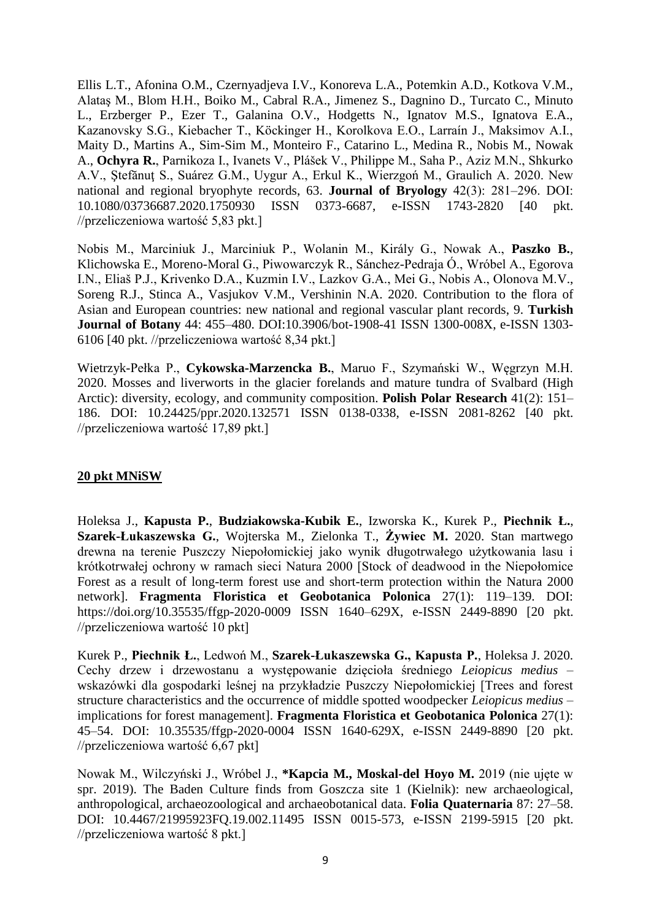Ellis L.T., Afonina O.M., Czernyadjeva I.V., Konoreva L.A., Potemkin A.D., Kotkova V.M., Alataş M., Blom H.H., Boiko M., Cabral R.A., Jimenez S., Dagnino D., Turcato C., Minuto L., Erzberger P., Ezer T., Galanina O.V., Hodgetts N., Ignatov M.S., Ignatova E.A., Kazanovsky S.G., Kiebacher T., Köckinger H., Korolkova E.O., Larraín J., Maksimov A.I., Maity D., Martins A., Sim-Sim M., Monteiro F., Catarino L., Medina R., Nobis M., Nowak A., **Ochyra R.**, Parnikoza I., Ivanets V., Plášek V., Philippe M., Saha P., Aziz M.N., Shkurko A.V., Ştefănuţ S., Suárez G.M., Uygur A., Erkul K., Wierzgoń M., Graulich A. 2020. New national and regional bryophyte records, 63. **Journal of Bryology** 42(3): 281–296. DOI: 10.1080/03736687.2020.1750930 ISSN 0373-6687, e-ISSN 1743-2820 [40 pkt. //przeliczeniowa wartość 5,83 pkt.]

Nobis M., Marciniuk J., Marciniuk P., Wolanin M., Király G., Nowak A., **Paszko B.**, Klichowska E., Moreno-Moral G., Piwowarczyk R., Sánchez-Pedraja Ó., Wróbel A., Egorova I.N., Eliaš P.J., Krivenko D.A., Kuzmin I.V., Lazkov G.A., Mei G., Nobis A., Olonova M.V., Soreng R.J., Stinca A., Vasjukov V.M., Vershinin N.A. 2020. Contribution to the flora of Asian and European countries: new national and regional vascular plant records, 9. **Turkish Journal of Botany** 44: 455–480. DOI:10.3906/bot-1908-41 ISSN 1300-008X, e-ISSN 1303-6106 [40 pkt. //przeliczeniowa wartość 8,34 pkt.]

Wietrzyk-Pełka P., **Cykowska-Marzencka B.**, Maruo F., Szymański W., Węgrzyn M.H. 2020. Mosses and liverworts in the glacier forelands and mature tundra of Svalbard (High Arctic): diversity, ecology, and community composition. **Polish Polar Research** 41(2): 151–186. DOI: 10.24425/ppr.2020.132571 ISSN 0138-0338, e-ISSN 2081-8262 [40 pkt. //przeliczeniowa wartość 17,89 pkt.]

## 20 pkt MNiSW

Holeksa J., **Kapusta P.**, **Budziakowska-Kubik E.**, Izworska K., Kurek P., **Piechnik Ł.**, **Szarek-Łukaszewska G.**, Wojterska M., Zielonka T., **Żywiec M.** 2020. Stan martwego drewna na terenie Puszczy Niepołomickiej jako wynik długotrwałego użytkowania lasu i krótkotrwałej ochrony w ramach sieci Natura 2000 [Stock of deadwood in the Niepołomice Forest as a result of long-term forest use and short-term protection within the Natura 2000 network]. **Fragmenta Floristica et Geobotanica Polonica** 27(1): 119–139. DOI: https://doi.org/10.35535/ffgp-2020-0009 ISSN 1640–629X, e-ISSN 2449-8890 [20 pkt. //przeliczeniowa wartość 10 pkt]

Kurek P., **Piechnik Ł.**, Ledwoń M., **Szarek-Łukaszewska G., Kapusta P.**, Holeksa J. 2020. Cechy drzew i drzewostanu a występowanie dzięcioła średniego *Leiopicus medius* – wskazówki dla gospodarki leśnej na przykładzie Puszczy Niepołomickiej [Trees and forest structure characteristics and the occurrence of middle spotted woodpecker *Leiopicus medius* – implications for forest management]. **Fragmenta Floristica et Geobotanica Polonica** 27(1): 45–54. DOI: 10.35535/ffgp-2020-0004 ISSN 1640-629X, e-ISSN 2449-8890 [20 pkt. //przeliczeniowa wartość 6,67 pkt]

Nowak M., Wilczyński J., Wróbel J., **\*Kapcia M., Moskal-del Hoyo M.** 2019 (nie ujęte w spr. 2019). The Baden Culture finds from Goszcza site 1 (Kielnik): new archaeological, anthropological, archaeozoological and archaeobotanical data. **Folia Quaternaria** 87: 27–58. DOI: 10.4467/21995923FQ.19.002.11495 ISSN 0015-573, e-ISSN 2199-5915 [20 pkt. //przeliczeniowa wartość 8 pkt.]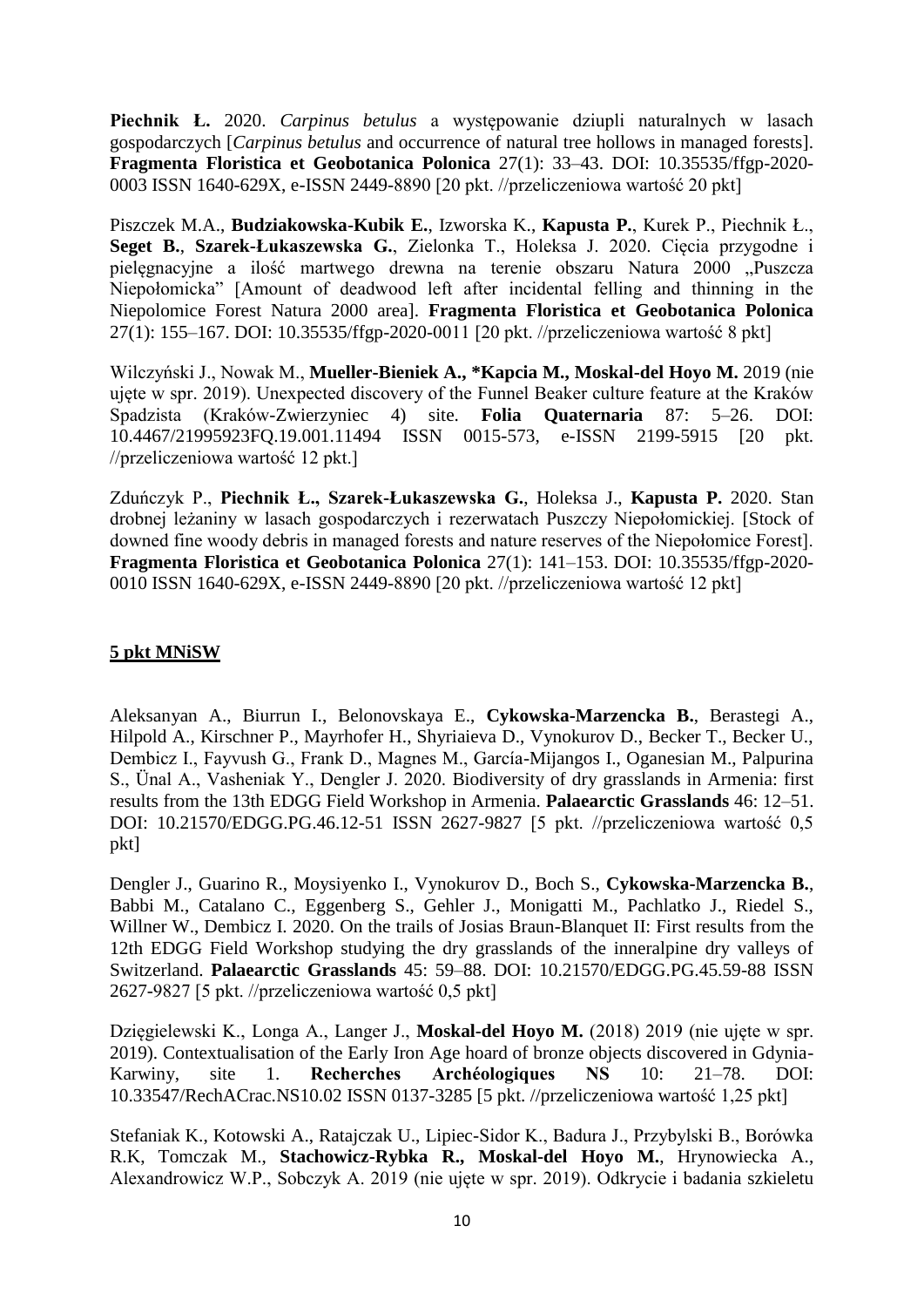**Piechnik Ł.** 2020. *Carpinus betulus* a występowanie dziupli naturalnych w lasach gospodarczych [*Carpinus betulus* and occurrence of natural tree hollows in managed forests]. **Fragmenta Floristica et Geobotanica Polonica** 27(1): 33–43. DOI: 10.35535/ffgp-2020-0003 ISSN 1640-629X, e-ISSN 2449-8890 [20 pkt. //przeliczeniowa wartość 20 pkt]

Piszczek M.A., **Budziakowska-Kubik E.**, Izworska K., **Kapusta P.**, Kurek P., Piechnik Ł., **Seget B.**, **Szarek-Łukaszewska G.**, Zielonka T., Holeksa J. 2020. Cięcia przygodne i pielęgnacyjne a ilość martwego drewna na terenie obszaru Natura 2000 „Puszcza Niepołomicka" [Amount of deadwood left after incidental felling and thinning in the Niepolomice Forest Natura 2000 area]. **Fragmenta Floristica et Geobotanica Polonica** 27(1): 155–167. DOI: 10.35535/ffgp-2020-0011 [20 pkt. //przeliczeniowa wartość 8 pkt]

Wilczyński J., Nowak M., **Mueller-Bieniek A., *Kapcia M., Moskal-del Hoyo M.** 2019 (nie ujęte w spr. 2019). Unexpected discovery of the Funnel Beaker culture feature at the Kraków Spadzista (Kraków-Zwierzyniec 4) site. **Folia Quaternaria** 87: 5–26. DOI: 10.4467/21995923FQ.19.001.11494 ISSN 0015-573, e-ISSN 2199-5915 [20 pkt. //przeliczeniowa wartość 12 pkt.]

Zduńczyk P., **Piechnik Ł., Szarek-Łukaszewska G.**, Holeksa J., **Kapusta P.** 2020. Stan drobnej leżaniny w lasach gospodarczych i rezerwatach Puszczy Niepołomickiej. [Stock of downed fine woody debris in managed forests and nature reserves of the Niepołomice Forest]. **Fragmenta Floristica et Geobotanica Polonica** 27(1): 141–153. DOI: 10.35535/ffgp-2020-0010 ISSN 1640-629X, e-ISSN 2449-8890 [20 pkt. //przeliczeniowa wartość 12 pkt]

## 5 pkt MNiSW

Aleksanyan A., Biurrun I., Belonovskaya E., **Cykowska-Marzencka B.**, Berastegi A., Hilpold A., Kirschner P., Mayrhofer H., Shyriaieva D., Vynokurov D., Becker T., Becker U., Dembicz I., Fayvush G., Frank D., Magnes M., García-Mijangos I., Oganesian M., Palpurina S., Ünal A., Vasheniak Y., Dengler J. 2020. Biodiversity of dry grasslands in Armenia: first results from the 13th EDGG Field Workshop in Armenia. **Palaearctic Grasslands** 46: 12–51. DOI: 10.21570/EDGG.PG.46.12-51 ISSN 2627-9827 [5 pkt. //przeliczeniowa wartość 0,5 pkt]

Dengler J., Guarino R., Moysiyenko I., Vynokurov D., Boch S., **Cykowska-Marzencka B.**, Babbi M., Catalano C., Eggenberg S., Gehler J., Monigatti M., Pachlatko J., Riedel S., Willner W., Dembicz I. 2020. On the trails of Josias Braun-Blanquet II: First results from the 12th EDGG Field Workshop studying the dry grasslands of the inneralpine dry valleys of Switzerland. **Palaearctic Grasslands** 45: 59–88. DOI: 10.21570/EDGG.PG.45.59-88 ISSN 2627-9827 [5 pkt. //przeliczeniowa wartość 0,5 pkt]

Dzięgielewski K., Longa A., Langer J., **Moskal-del Hoyo M.** (2018) 2019 (nie ujęte w spr. 2019). Contextualisation of the Early Iron Age hoard of bronze objects discovered in Gdynia-Karwiny, site 1. **Recherches Archéologiques NS** 10: 21–78. DOI: 10.33547/RechACrac.NS10.02 ISSN 0137-3285 [5 pkt. //przeliczeniowa wartość 1,25 pkt]

Stefaniak K., Kotowski A., Ratajczak U., Lipiec-Sidor K., Badura J., Przybylski B., Borówka R.K, Tomczak M., **Stachowicz-Rybka R., Moskal-del Hoyo M.**, Hrynowiecka A., Alexandrowicz W.P., Sobczyk A. 2019 (nie ujęte w spr. 2019). Odkrycie i badania szkieletu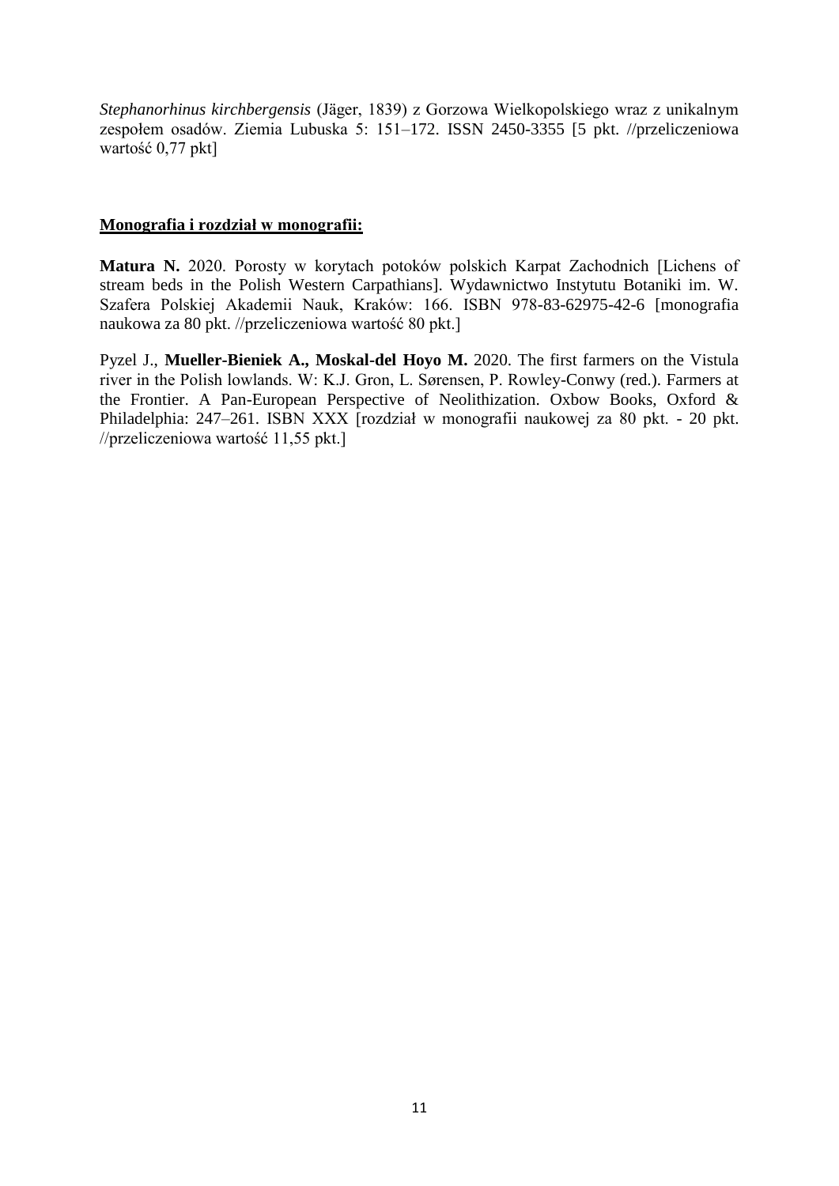*Stephanorhinus kirchbergensis* (Jäger, 1839) z Gorzowa Wielkopolskiego wraz z unikalnym zespołem osadów. Ziemia Lubuska 5: 151–172. ISSN 2450-3355 [5 pkt. //przeliczeniowa wartość 0,77 pkt]

**Monografia i rozdział w monografii:**

**Matura N.** 2020. Porosty w korytach potoków polskich Karpat Zachodnich [Lichens of stream beds in the Polish Western Carpathians]. Wydawnictwo Instytutu Botaniki im. W. Szafera Polskiej Akademii Nauk, Kraków: 166. ISBN 978-83-62975-42-6 [monografia naukowa za 80 pkt. //przeliczeniowa wartość 80 pkt.]

Pyzel J., **Mueller-Bieniek A., Moskal-del Hoyo M.** 2020. The first farmers on the Vistula river in the Polish lowlands. W: K.J. Gron, L. Sørensen, P. Rowley-Conwy (red.). Farmers at the Frontier. A Pan-European Perspective of Neolithization. Oxbow Books, Oxford & Philadelphia: 247–261. ISBN XXX [rozdział w monografii naukowej za 80 pkt. - 20 pkt. //przeliczeniowa wartość 11,55 pkt.]